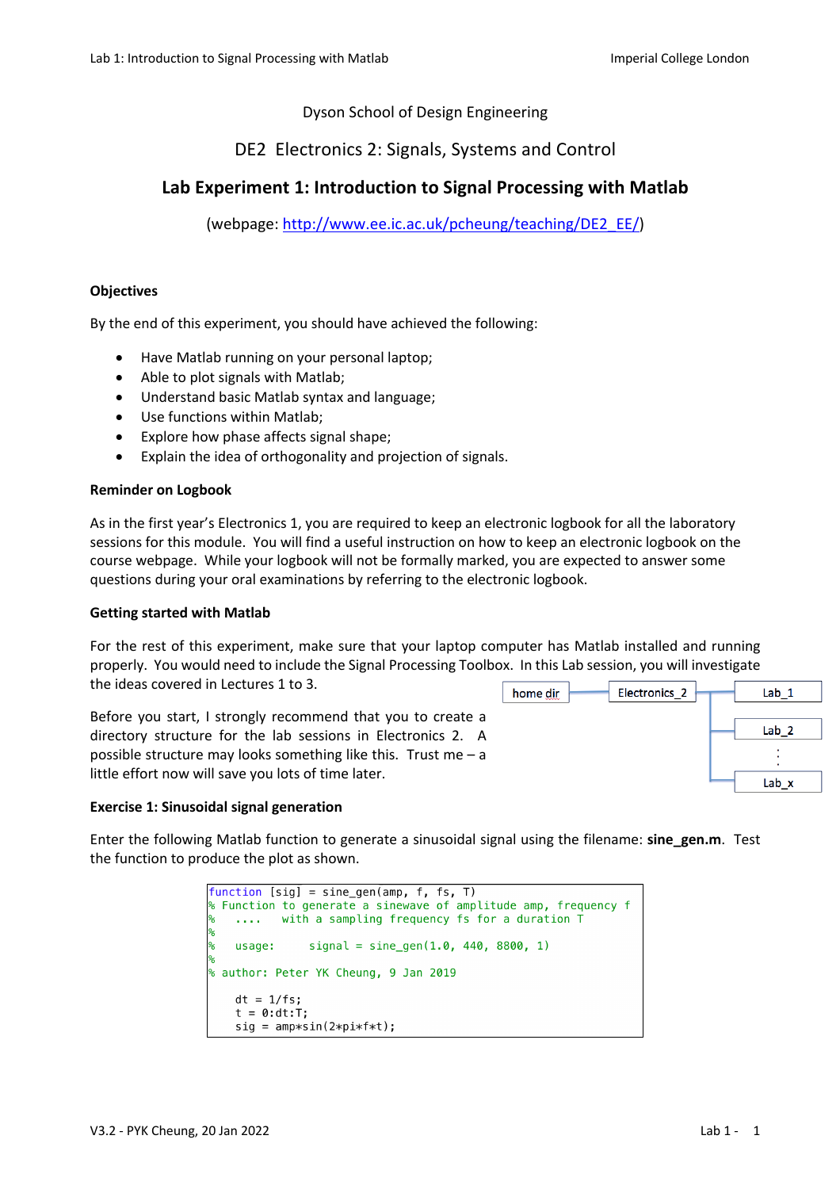Dyson School of Design Engineering

DE2 Electronics 2: Signals, Systems and Control

# Lab Experiment 1: Introduction to Signal Processing with Matlab

(webpage: [http://www.ee.ic.ac.uk/pcheung/teaching/DE2_EE/](http://www.ee.ic.ac.uk/pcheung/teaching/DE2_EE/))

### Objectives

By the end of this experiment, you should have achieved the following:

- Have Matlab running on your personal laptop;
- Able to plot signals with Matlab;
- Understand basic Matlab syntax and language;
- Use functions within Matlab;
- Explore how phase affects signal shape;
- Explain the idea of orthogonality and projection of signals.

### Reminder on Logbook

As in the first year's Electronics 1, you are required to keep an electronic logbook for all the laboratory sessions for this module. You will find a useful instruction on how to keep an electronic logbook on the course webpage. While your logbook will not be formally marked, you are expected to answer some questions during your oral examinations by referring to the electronic logbook.

### Getting started with Matlab

For the rest of this experiment, make sure that your laptop computer has Matlab installed and running properly. You would need to include the Signal Processing Toolbox. In this Lab session, you will investigate the ideas covered in Lectures 1 to 3.

Before you start, I strongly recommend that you to create a directory structure for the lab sessions in Electronics 2. A possible structure may looks something like this. Trust me – a little effort now will save you lots of time later.

home dir → Electronics_2 → Lab_1, Lab_2, ⋮, Lab_x

### Exercise 1: Sinusoidal signal generation

Enter the following Matlab function to generate a sinusoidal signal using the filename: **sine_gen.m**. Test the function to produce the plot as shown.

```
function [sig] = sine_gen(amp, f, fs, T)
% Function to generate a sinewave of amplitude amp, frequency f
%   ....   with a sampling frequency fs for a duration T
%
%   usage:     signal = sine_gen(1.0, 440, 8800, 1)
%
% author: Peter YK Cheung, 9 Jan 2019

    dt = 1/fs;
    t = 0:dt:T;
    sig = amp*sin(2*pi*f*t);
```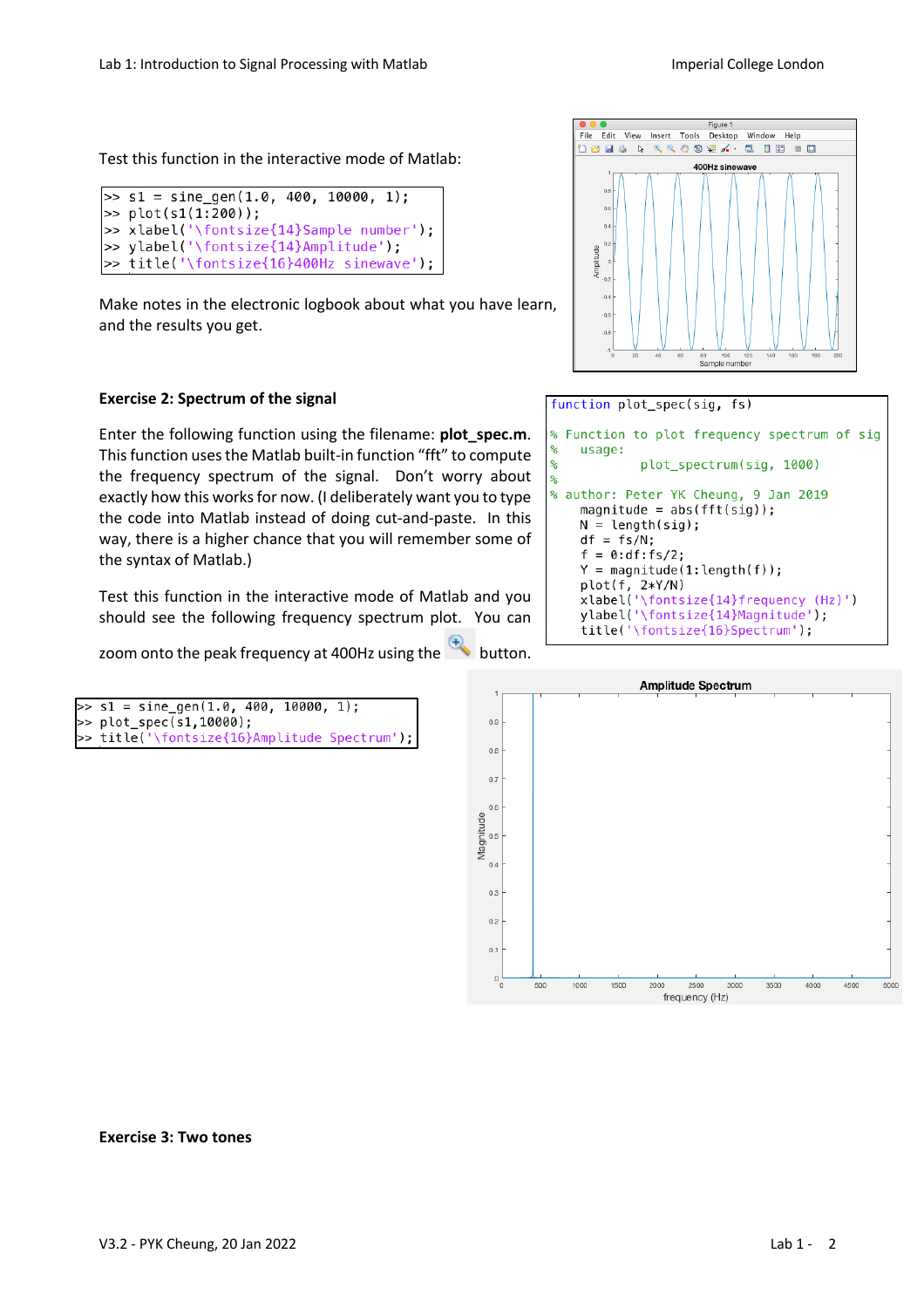Test this function in the interactive mode of Matlab:

```
>> s1 = sine_gen(1.0, 400, 10000, 1);
>> plot(s1(1:200));
>> xlabel('\fontsize{14}Sample number');
>> ylabel('\fontsize{14}Amplitude');
>> title('\fontsize{16}400Hz sinewave');
```

Make notes in the electronic logbook about what you have learn, and the results you get.

**Exercise 2: Spectrum of the signal**

Enter the following function using the filename: **plot_spec.m**. This function uses the Matlab built-in function "fft" to compute the frequency spectrum of the signal. Don't worry about exactly how this works for now. (I deliberately want you to type the code into Matlab instead of doing cut-and-paste. In this way, there is a higher chance that you will remember some of the syntax of Matlab.)

```
function plot_spec(sig, fs)

% Function to plot frequency spectrum of sig
%    usage:
%            plot_spectrum(sig, 1000)
%
% author: Peter YK Cheung, 9 Jan 2019
    magnitude = abs(fft(sig));
    N = length(sig);
    df = fs/N;
    f = 0:df:fs/2;
    Y = magnitude(1:length(f));
    plot(f, 2*Y/N)
    xlabel('\fontsize{14}frequency (Hz)')
    ylabel('\fontsize{14}Magnitude');
    title('\fontsize{16}Spectrum');
```

Test this function in the interactive mode of Matlab and you should see the following frequency spectrum plot. You can zoom onto the peak frequency at 400Hz using the button.

```
>> s1 = sine_gen(1.0, 400, 10000, 1);
>> plot_spec(s1,10000);
>> title('\fontsize{16}Amplitude Spectrum');
```

**Exercise 3: Two tones**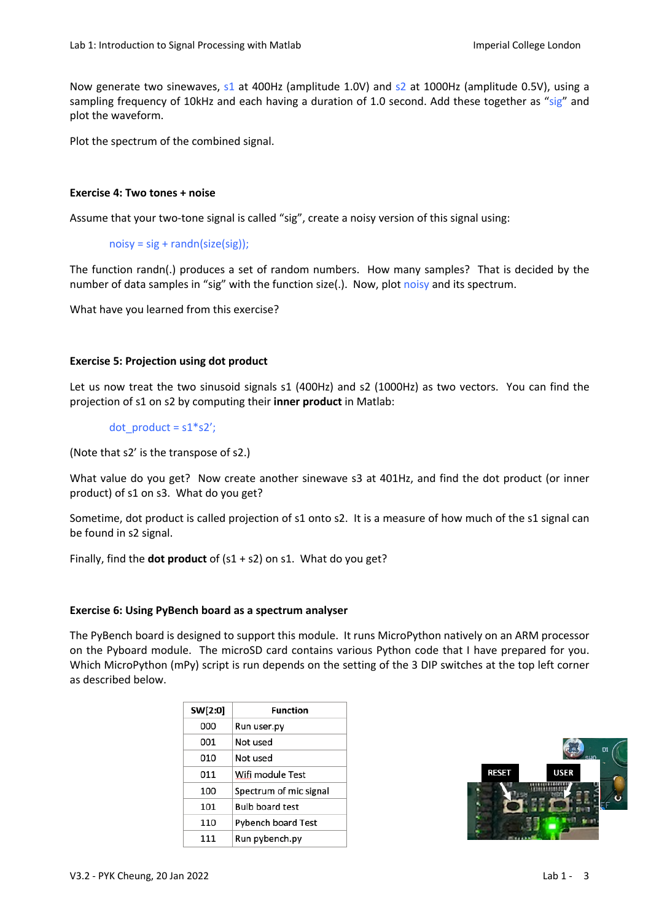Now generate two sinewaves, s1 at 400Hz (amplitude 1.0V) and s2 at 1000Hz (amplitude 0.5V), using a sampling frequency of 10kHz and each having a duration of 1.0 second. Add these together as "sig" and plot the waveform.

Plot the spectrum of the combined signal.

**Exercise 4: Two tones + noise**

Assume that your two-tone signal is called "sig", create a noisy version of this signal using:

```
noisy = sig + randn(size(sig));
```

The function randn(.) produces a set of random numbers. How many samples? That is decided by the number of data samples in "sig" with the function size(.). Now, plot noisy and its spectrum.

What have you learned from this exercise?

**Exercise 5: Projection using dot product**

Let us now treat the two sinusoid signals s1 (400Hz) and s2 (1000Hz) as two vectors. You can find the projection of s1 on s2 by computing their **inner product** in Matlab:

```
dot_product = s1*s2';
```

(Note that s2' is the transpose of s2.)

What value do you get? Now create another sinewave s3 at 401Hz, and find the dot product (or inner product) of s1 on s3. What do you get?

Sometime, dot product is called projection of s1 onto s2. It is a measure of how much of the s1 signal can be found in s2 signal.

Finally, find the **dot product** of (s1 + s2) on s1. What do you get?

**Exercise 6: Using PyBench board as a spectrum analyser**

The PyBench board is designed to support this module. It runs MicroPython natively on an ARM processor on the Pyboard module. The microSD card contains various Python code that I have prepared for you. Which MicroPython (mPy) script is run depends on the setting of the 3 DIP switches at the top left corner as described below.

| SW[2:0] | Function |
|---|---|
| 000 | Run user.py |
| 001 | Not used |
| 010 | Not used |
| 011 | Wifi module Test |
| 100 | Spectrum of mic signal |
| 101 | Bulb board test |
| 110 | Pybench board Test |
| 111 | Run pybench.py |

RESET USER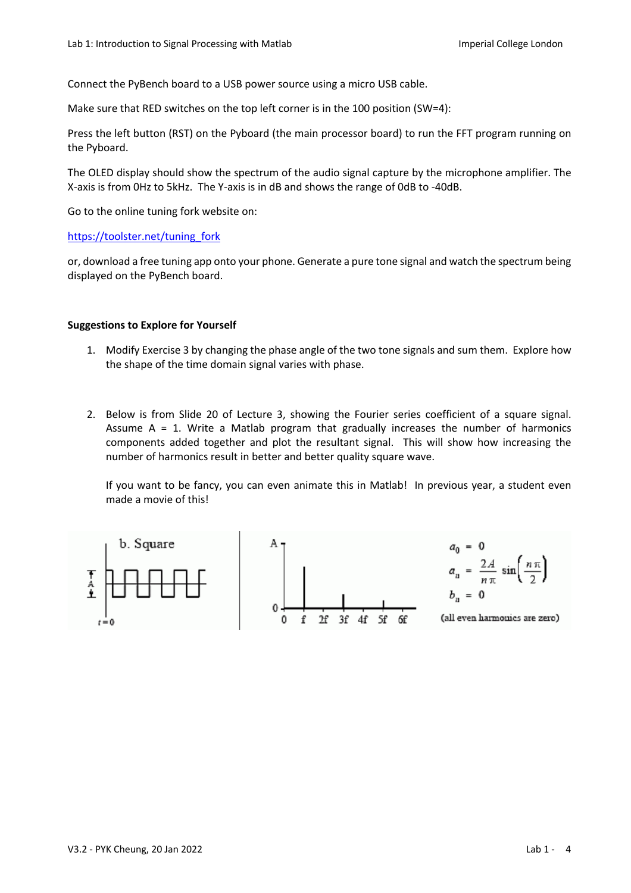Connect the PyBench board to a USB power source using a micro USB cable.

Make sure that RED switches on the top left corner is in the 100 position (SW=4):

Press the left button (RST) on the Pyboard (the main processor board) to run the FFT program running on the Pyboard.

The OLED display should show the spectrum of the audio signal capture by the microphone amplifier. The X-axis is from 0Hz to 5kHz. The Y-axis is in dB and shows the range of 0dB to -40dB.

Go to the online tuning fork website on:

[https://toolster.net/tuning_fork](https://toolster.net/tuning_fork)

or, download a free tuning app onto your phone. Generate a pure tone signal and watch the spectrum being displayed on the PyBench board.

**Suggestions to Explore for Yourself**

1. Modify Exercise 3 by changing the phase angle of the two tone signals and sum them. Explore how the shape of the time domain signal varies with phase.

2. Below is from Slide 20 of Lecture 3, showing the Fourier series coefficient of a square signal. Assume A = 1. Write a Matlab program that gradually increases the number of harmonics components added together and plot the resultant signal. This will show how increasing the number of harmonics result in better and better quality square wave.

   If you want to be fancy, you can even animate this in Matlab! In previous year, a student even made a movie of this!

b. Square

A

t = 0

A

0

0 f 2f 3f 4f 5f 6f

$$a_0 = 0$$

$$a_n = \frac{2A}{n\pi}\sin\left(\frac{n\pi}{2}\right)$$

$$b_n = 0$$

(all even harmonics are zero)